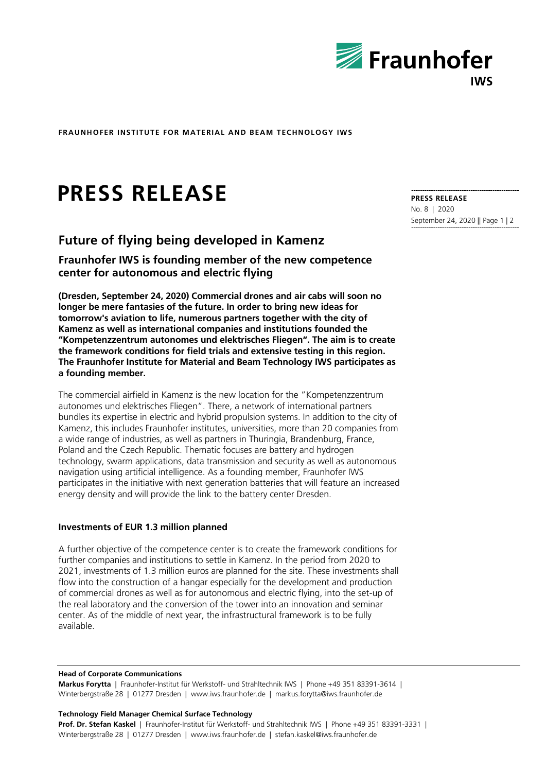**FRAUNHOFER INSTITUTE FOR MATERIAL AND BEAM TECHNOLOGY IWS**

# PRESS RELEASE

**PRESS RELEASE**
No. 8 | 2020
September 24, 2020

## Future of flying being developed in Kamenz

### Fraunhofer IWS is founding member of the new competence center for autonomous and electric flying

**(Dresden, September 24, 2020) Commercial drones and air cabs will soon no longer be mere fantasies of the future. In order to bring new ideas for tomorrow's aviation to life, numerous partners together with the city of Kamenz as well as international companies and institutions founded the "Kompetenzzentrum autonomes und elektrisches Fliegen". The aim is to create the framework conditions for field trials and extensive testing in this region. The Fraunhofer Institute for Material and Beam Technology IWS participates as a founding member.**

The commercial airfield in Kamenz is the new location for the "Kompetenzzentrum autonomes und elektrisches Fliegen". There, a network of international partners bundles its expertise in electric and hybrid propulsion systems. In addition to the city of Kamenz, this includes Fraunhofer institutes, universities, more than 20 companies from a wide range of industries, as well as partners in Thuringia, Brandenburg, France, Poland and the Czech Republic. Thematic focuses are battery and hydrogen technology, swarm applications, data transmission and security as well as autonomous navigation using artificial intelligence. As a founding member, Fraunhofer IWS participates in the initiative with next generation batteries that will feature an increased energy density and will provide the link to the battery center Dresden.

**Investments of EUR 1.3 million planned**

A further objective of the competence center is to create the framework conditions for further companies and institutions to settle in Kamenz. In the period from 2020 to 2021, investments of 1.3 million euros are planned for the site. These investments shall flow into the construction of a hangar especially for the development and production of commercial drones as well as for autonomous and electric flying, into the set-up of the real laboratory and the conversion of the tower into an innovation and seminar center. As of the middle of next year, the infrastructural framework is to be fully available.

**Head of Corporate Communications**
**Markus Forytta** | Fraunhofer-Institut für Werkstoff- und Strahltechnik IWS | Phone +49 351 83391-3614 | Winterbergstraße 28 | 01277 Dresden | www.iws.fraunhofer.de | markus.forytta@iws.fraunhofer.de

**Technology Field Manager Chemical Surface Technology**
**Prof. Dr. Stefan Kaskel** | Fraunhofer-Institut für Werkstoff- und Strahltechnik IWS | Phone +49 351 83391-3331 | Winterbergstraße 28 | 01277 Dresden | www.iws.fraunhofer.de | stefan.kaskel@iws.fraunhofer.de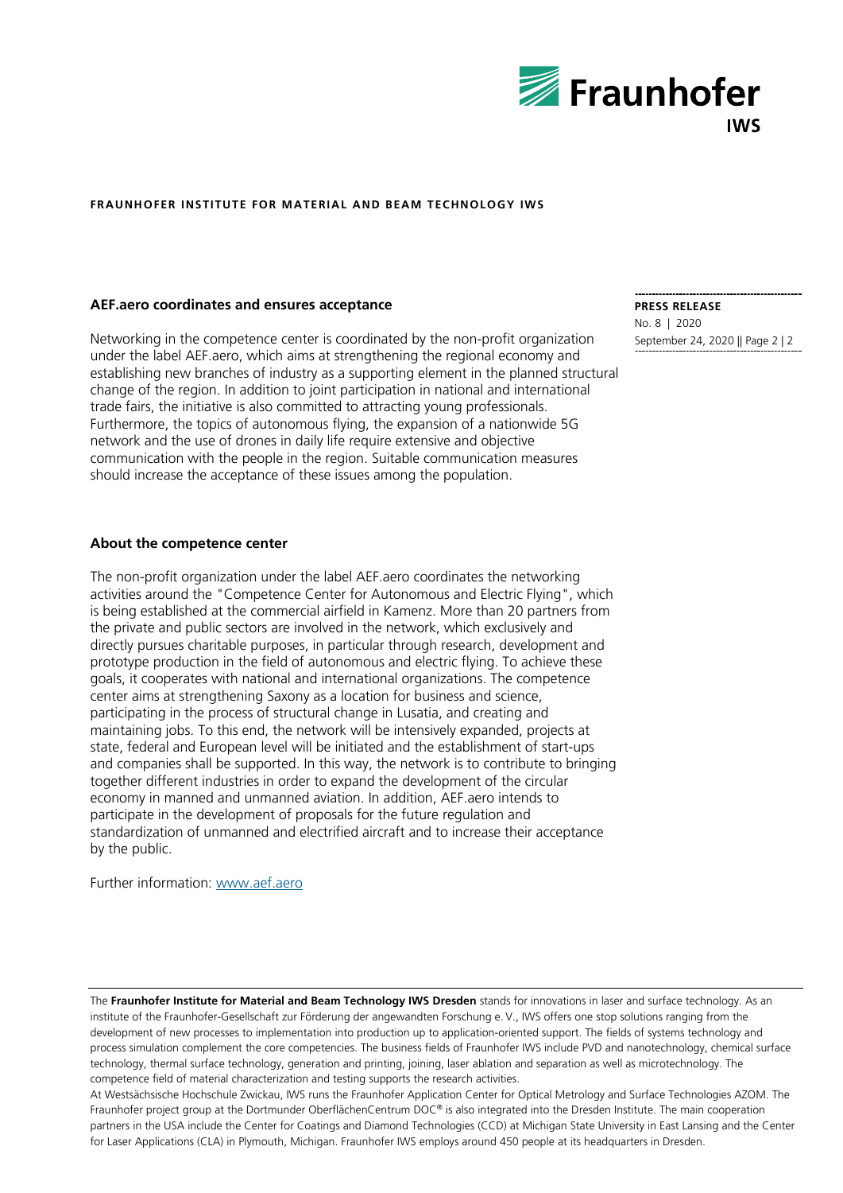## AEF.aero coordinates and ensures acceptance

Networking in the competence center is coordinated by the non-profit organization under the label AEF.aero, which aims at strengthening the regional economy and establishing new branches of industry as a supporting element in the planned structural change of the region. In addition to joint participation in national and international trade fairs, the initiative is also committed to attracting young professionals. Furthermore, the topics of autonomous flying, the expansion of a nationwide 5G network and the use of drones in daily life require extensive and objective communication with the people in the region. Suitable communication measures should increase the acceptance of these issues among the population.

## About the competence center

The non-profit organization under the label AEF.aero coordinates the networking activities around the "Competence Center for Autonomous and Electric Flying", which is being established at the commercial airfield in Kamenz. More than 20 partners from the private and public sectors are involved in the network, which exclusively and directly pursues charitable purposes, in particular through research, development and prototype production in the field of autonomous and electric flying. To achieve these goals, it cooperates with national and international organizations. The competence center aims at strengthening Saxony as a location for business and science, participating in the process of structural change in Lusatia, and creating and maintaining jobs. To this end, the network will be intensively expanded, projects at state, federal and European level will be initiated and the establishment of start-ups and companies shall be supported. In this way, the network is to contribute to bringing together different industries in order to expand the development of the circular economy in manned and unmanned aviation. In addition, AEF.aero intends to participate in the development of proposals for the future regulation and standardization of unmanned and electrified aircraft and to increase their acceptance by the public.

Further information: [www.aef.aero](http://www.aef.aero)

---

The **Fraunhofer Institute for Material and Beam Technology IWS Dresden** stands for innovations in laser and surface technology. As an institute of the Fraunhofer-Gesellschaft zur Förderung der angewandten Forschung e. V., IWS offers one stop solutions ranging from the development of new processes to implementation into production up to application-oriented support. The fields of systems technology and process simulation complement the core competencies. The business fields of Fraunhofer IWS include PVD and nanotechnology, chemical surface technology, thermal surface technology, generation and printing, joining, laser ablation and separation as well as microtechnology. The competence field of material characterization and testing supports the research activities.

At Westsächsische Hochschule Zwickau, IWS runs the Fraunhofer Application Center for Optical Metrology and Surface Technologies AZOM. The Fraunhofer project group at the Dortmunder OberflächenCentrum DOC® is also integrated into the Dresden Institute. The main cooperation partners in the USA include the Center for Coatings and Diamond Technologies (CCD) at Michigan State University in East Lansing and the Center for Laser Applications (CLA) in Plymouth, Michigan. Fraunhofer IWS employs around 450 people at its headquarters in Dresden.